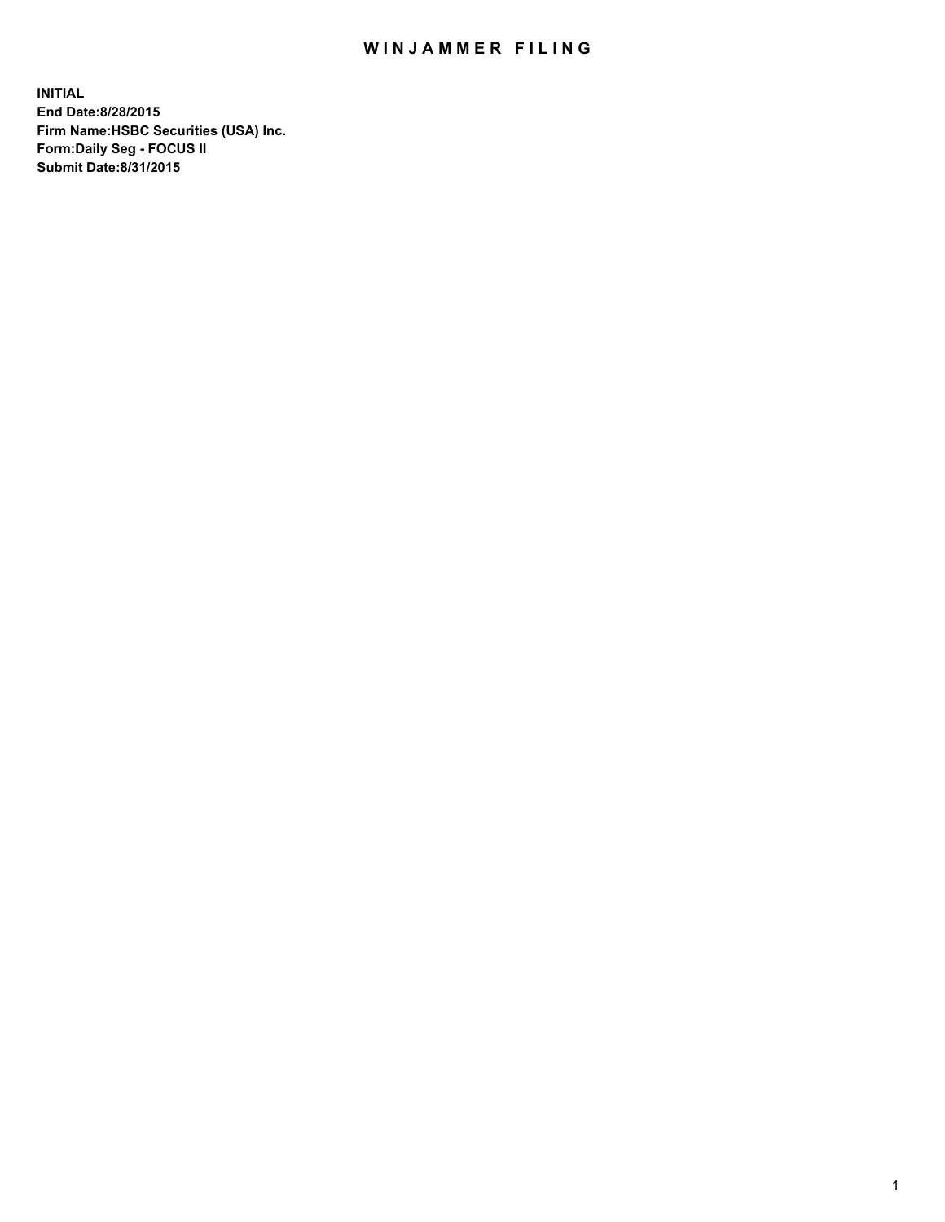# WINJAMMER FILING

**INITIAL**
**End Date:8/28/2015**
**Firm Name:HSBC Securities (USA) Inc.**
**Form:Daily Seg - FOCUS II**
**Submit Date:8/31/2015**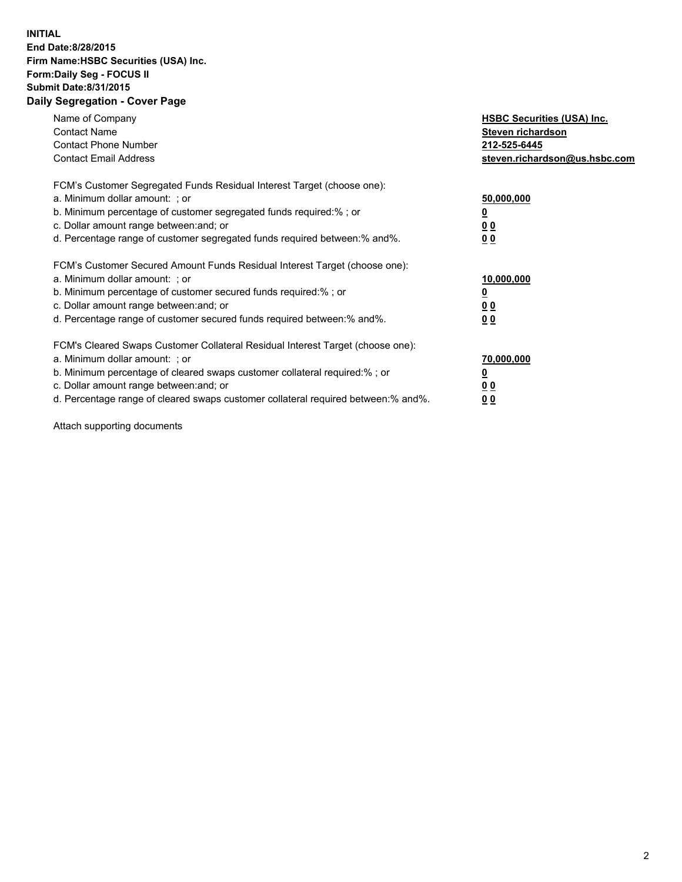**INITIAL**
**End Date:8/28/2015**
**Firm Name:HSBC Securities (USA) Inc.**
**Form:Daily Seg - FOCUS II**
**Submit Date:8/31/2015**

## Daily Segregation - Cover Page

| | |
|---|---|
| Name of Company | **HSBC Securities (USA) Inc.** |
| Contact Name | **Steven richardson** |
| Contact Phone Number | **212-525-6445** |
| Contact Email Address | **steven.richardson@us.hsbc.com** |

| | |
|---|---|
| FCM's Customer Segregated Funds Residual Interest Target (choose one): | |
| a. Minimum dollar amount: ; or | **50,000,000** |
| b. Minimum percentage of customer segregated funds required:% ; or | **0** |
| c. Dollar amount range between:and; or | **0 0** |
| d. Percentage range of customer segregated funds required between:% and%. | **0 0** |

| | |
|---|---|
| FCM's Customer Secured Amount Funds Residual Interest Target (choose one): | |
| a. Minimum dollar amount: ; or | **10,000,000** |
| b. Minimum percentage of customer secured funds required:% ; or | **0** |
| c. Dollar amount range between:and; or | **0 0** |
| d. Percentage range of customer secured funds required between:% and%. | **0 0** |

| | |
|---|---|
| FCM's Cleared Swaps Customer Collateral Residual Interest Target (choose one): | |
| a. Minimum dollar amount: ; or | **70,000,000** |
| b. Minimum percentage of cleared swaps customer collateral required:% ; or | **0** |
| c. Dollar amount range between:and; or | **0 0** |
| d. Percentage range of cleared swaps customer collateral required between:% and%. | **0 0** |

Attach supporting documents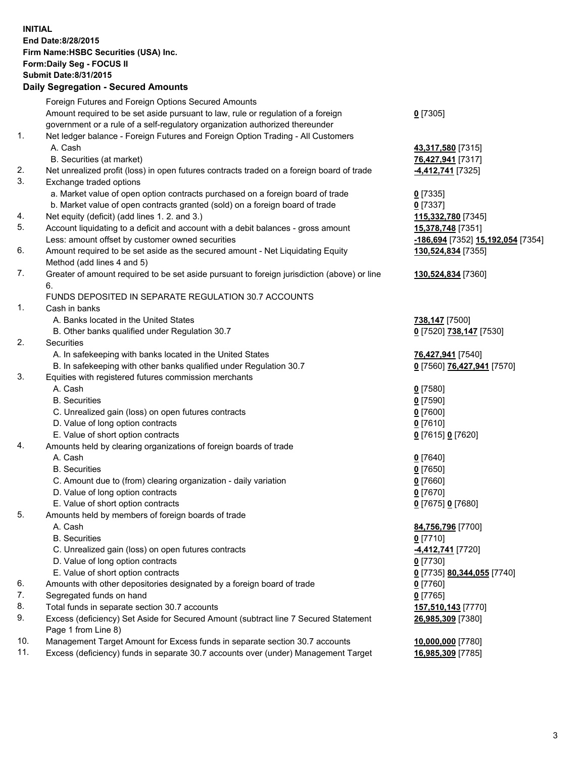**INITIAL**
**End Date:8/28/2015**
**Firm Name:HSBC Securities (USA) Inc.**
**Form:Daily Seg - FOCUS II**
**Submit Date:8/31/2015**

**Daily Segregation - Secured Amounts**

| | | |
|---|---|---|
| | Foreign Futures and Foreign Options Secured Amounts | |
| | Amount required to be set aside pursuant to law, rule or regulation of a foreign government or a rule of a self-regulatory organization authorized thereunder | **0** [7305] |
| 1. | Net ledger balance - Foreign Futures and Foreign Option Trading - All Customers | |
| | A. Cash | **43,317,580** [7315] |
| | B. Securities (at market) | **76,427,941** [7317] |
| 2. | Net unrealized profit (loss) in open futures contracts traded on a foreign board of trade | **-4,412,741** [7325] |
| 3. | Exchange traded options | |
| | a. Market value of open option contracts purchased on a foreign board of trade | **0** [7335] |
| | b. Market value of open contracts granted (sold) on a foreign board of trade | **0** [7337] |
| 4. | Net equity (deficit) (add lines 1. 2. and 3.) | **115,332,780** [7345] |
| 5. | Account liquidating to a deficit and account with a debit balances - gross amount | **15,378,748** [7351] |
| | Less: amount offset by customer owned securities | **-186,694** [7352] **15,192,054** [7354] |
| 6. | Amount required to be set aside as the secured amount - Net Liquidating Equity Method (add lines 4 and 5) | **130,524,834** [7355] |
| 7. | Greater of amount required to be set aside pursuant to foreign jurisdiction (above) or line 6. | **130,524,834** [7360] |
| | FUNDS DEPOSITED IN SEPARATE REGULATION 30.7 ACCOUNTS | |
| 1. | Cash in banks | |
| | A. Banks located in the United States | **738,147** [7500] |
| | B. Other banks qualified under Regulation 30.7 | **0** [7520] **738,147** [7530] |
| 2. | Securities | |
| | A. In safekeeping with banks located in the United States | **76,427,941** [7540] |
| | B. In safekeeping with other banks qualified under Regulation 30.7 | **0** [7560] **76,427,941** [7570] |
| 3. | Equities with registered futures commission merchants | |
| | A. Cash | **0** [7580] |
| | B. Securities | **0** [7590] |
| | C. Unrealized gain (loss) on open futures contracts | **0** [7600] |
| | D. Value of long option contracts | **0** [7610] |
| | E. Value of short option contracts | **0** [7615] **0** [7620] |
| 4. | Amounts held by clearing organizations of foreign boards of trade | |
| | A. Cash | **0** [7640] |
| | B. Securities | **0** [7650] |
| | C. Amount due to (from) clearing organization - daily variation | **0** [7660] |
| | D. Value of long option contracts | **0** [7670] |
| | E. Value of short option contracts | **0** [7675] **0** [7680] |
| 5. | Amounts held by members of foreign boards of trade | |
| | A. Cash | **84,756,796** [7700] |
| | B. Securities | **0** [7710] |
| | C. Unrealized gain (loss) on open futures contracts | **-4,412,741** [7720] |
| | D. Value of long option contracts | **0** [7730] |
| | E. Value of short option contracts | **0** [7735] **80,344,055** [7740] |
| 6. | Amounts with other depositories designated by a foreign board of trade | **0** [7760] |
| 7. | Segregated funds on hand | **0** [7765] |
| 8. | Total funds in separate section 30.7 accounts | **157,510,143** [7770] |
| 9. | Excess (deficiency) Set Aside for Secured Amount (subtract line 7 Secured Statement Page 1 from Line 8) | **26,985,309** [7380] |
| 10. | Management Target Amount for Excess funds in separate section 30.7 accounts | **10,000,000** [7780] |
| 11. | Excess (deficiency) funds in separate 30.7 accounts over (under) Management Target | **16,985,309** [7785] |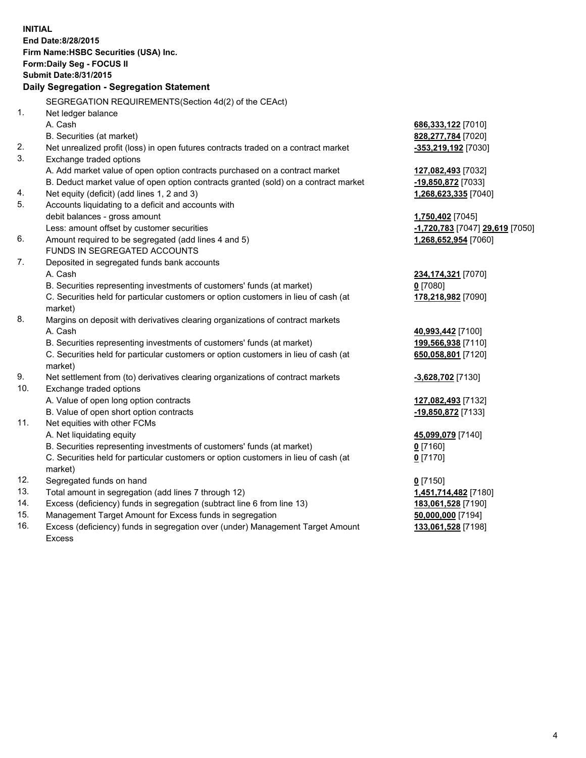**INITIAL**
**End Date:8/28/2015**
**Firm Name:HSBC Securities (USA) Inc.**
**Form:Daily Seg - FOCUS II**
**Submit Date:8/31/2015**

## Daily Segregation - Segregation Statement

SEGREGATION REQUIREMENTS(Section 4d(2) of the CEAct)

| | | |
|---|---|---|
| 1. | Net ledger balance | |
| | A. Cash | 686,333,122 [7010] |
| | B. Securities (at market) | 828,277,784 [7020] |
| 2. | Net unrealized profit (loss) in open futures contracts traded on a contract market | -353,219,192 [7030] |
| 3. | Exchange traded options | |
| | A. Add market value of open option contracts purchased on a contract market | 127,082,493 [7032] |
| | B. Deduct market value of open option contracts granted (sold) on a contract market | -19,850,872 [7033] |
| 4. | Net equity (deficit) (add lines 1, 2 and 3) | 1,268,623,335 [7040] |
| 5. | Accounts liquidating to a deficit and accounts with debit balances - gross amount | 1,750,402 [7045] |
| | Less: amount offset by customer securities | -1,720,783 [7047] 29,619 [7050] |
| 6. | Amount required to be segregated (add lines 4 and 5) | 1,268,652,954 [7060] |
| | FUNDS IN SEGREGATED ACCOUNTS | |
| 7. | Deposited in segregated funds bank accounts | |
| | A. Cash | 234,174,321 [7070] |
| | B. Securities representing investments of customers' funds (at market) | 0 [7080] |
| | C. Securities held for particular customers or option customers in lieu of cash (at market) | 178,218,982 [7090] |
| 8. | Margins on deposit with derivatives clearing organizations of contract markets | |
| | A. Cash | 40,993,442 [7100] |
| | B. Securities representing investments of customers' funds (at market) | 199,566,938 [7110] |
| | C. Securities held for particular customers or option customers in lieu of cash (at market) | 650,058,801 [7120] |
| 9. | Net settlement from (to) derivatives clearing organizations of contract markets | -3,628,702 [7130] |
| 10. | Exchange traded options | |
| | A. Value of open long option contracts | 127,082,493 [7132] |
| | B. Value of open short option contracts | -19,850,872 [7133] |
| 11. | Net equities with other FCMs | |
| | A. Net liquidating equity | 45,099,079 [7140] |
| | B. Securities representing investments of customers' funds (at market) | 0 [7160] |
| | C. Securities held for particular customers or option customers in lieu of cash (at market) | 0 [7170] |
| 12. | Segregated funds on hand | 0 [7150] |
| 13. | Total amount in segregation (add lines 7 through 12) | 1,451,714,482 [7180] |
| 14. | Excess (deficiency) funds in segregation (subtract line 6 from line 13) | 183,061,528 [7190] |
| 15. | Management Target Amount for Excess funds in segregation | 50,000,000 [7194] |
| 16. | Excess (deficiency) funds in segregation over (under) Management Target Amount Excess | 133,061,528 [7198] |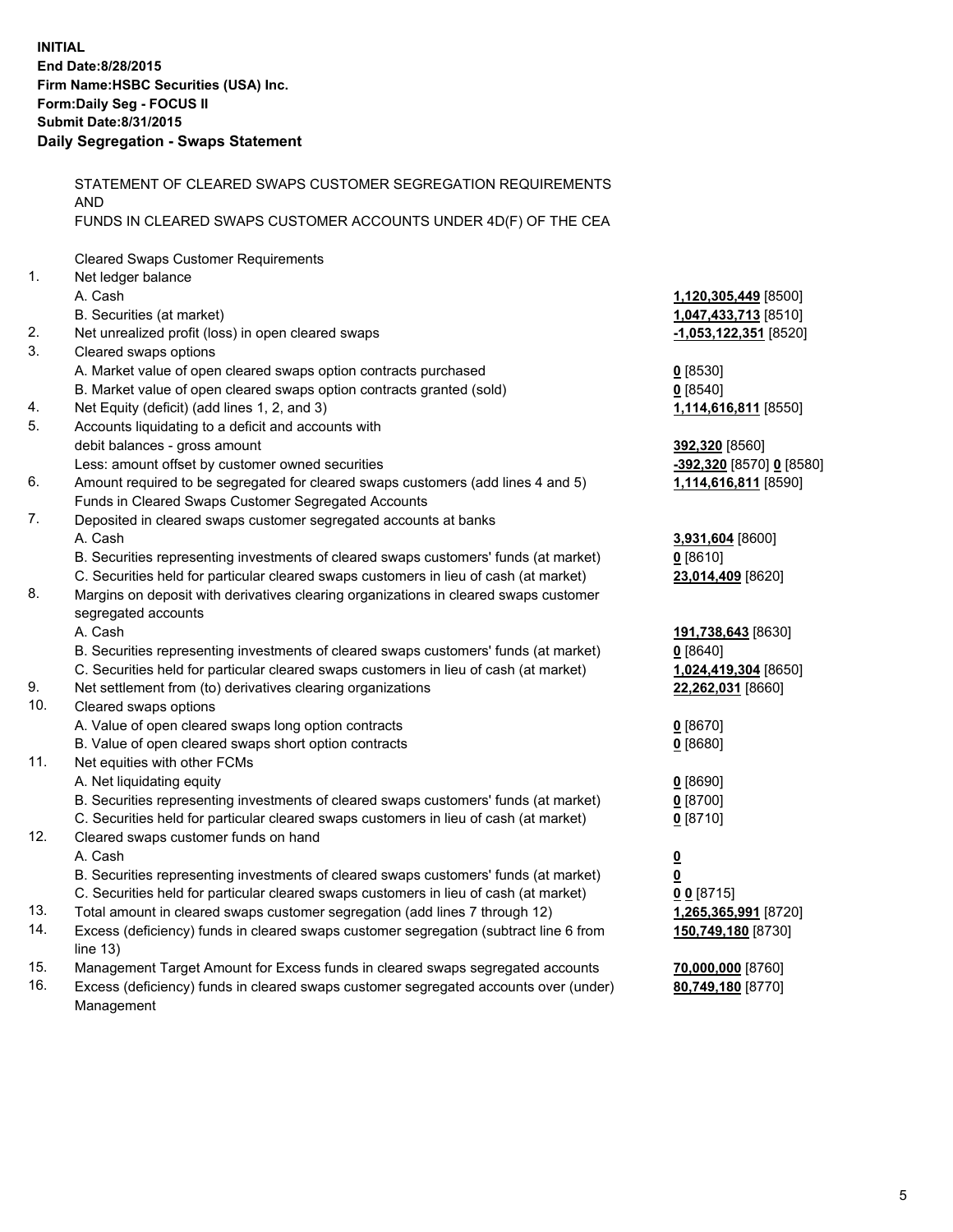**INITIAL**
**End Date:8/28/2015**
**Firm Name:HSBC Securities (USA) Inc.**
**Form:Daily Seg - FOCUS II**
**Submit Date:8/31/2015**
**Daily Segregation - Swaps Statement**

STATEMENT OF CLEARED SWAPS CUSTOMER SEGREGATION REQUIREMENTS AND
FUNDS IN CLEARED SWAPS CUSTOMER ACCOUNTS UNDER 4D(F) OF THE CEA

| | | |
|---|---|---|
| | Cleared Swaps Customer Requirements | |
| 1. | Net ledger balance | |
| | A. Cash | 1,120,305,449 [8500] |
| | B. Securities (at market) | 1,047,433,713 [8510] |
| 2. | Net unrealized profit (loss) in open cleared swaps | -1,053,122,351 [8520] |
| 3. | Cleared swaps options | |
| | A. Market value of open cleared swaps option contracts purchased | 0 [8530] |
| | B. Market value of open cleared swaps option contracts granted (sold) | 0 [8540] |
| 4. | Net Equity (deficit) (add lines 1, 2, and 3) | 1,114,616,811 [8550] |
| 5. | Accounts liquidating to a deficit and accounts with debit balances - gross amount | 392,320 [8560] |
| | Less: amount offset by customer owned securities | -392,320 [8570] 0 [8580] |
| 6. | Amount required to be segregated for cleared swaps customers (add lines 4 and 5) | 1,114,616,811 [8590] |
| | Funds in Cleared Swaps Customer Segregated Accounts | |
| 7. | Deposited in cleared swaps customer segregated accounts at banks | |
| | A. Cash | 3,931,604 [8600] |
| | B. Securities representing investments of cleared swaps customers' funds (at market) | 0 [8610] |
| | C. Securities held for particular cleared swaps customers in lieu of cash (at market) | 23,014,409 [8620] |
| 8. | Margins on deposit with derivatives clearing organizations in cleared swaps customer segregated accounts | |
| | A. Cash | 191,738,643 [8630] |
| | B. Securities representing investments of cleared swaps customers' funds (at market) | 0 [8640] |
| | C. Securities held for particular cleared swaps customers in lieu of cash (at market) | 1,024,419,304 [8650] |
| 9. | Net settlement from (to) derivatives clearing organizations | 22,262,031 [8660] |
| 10. | Cleared swaps options | |
| | A. Value of open cleared swaps long option contracts | 0 [8670] |
| | B. Value of open cleared swaps short option contracts | 0 [8680] |
| 11. | Net equities with other FCMs | |
| | A. Net liquidating equity | 0 [8690] |
| | B. Securities representing investments of cleared swaps customers' funds (at market) | 0 [8700] |
| | C. Securities held for particular cleared swaps customers in lieu of cash (at market) | 0 [8710] |
| 12. | Cleared swaps customer funds on hand | |
| | A. Cash | 0 |
| | B. Securities representing investments of cleared swaps customers' funds (at market) | 0 |
| | C. Securities held for particular cleared swaps customers in lieu of cash (at market) | 0 0 [8715] |
| 13. | Total amount in cleared swaps customer segregation (add lines 7 through 12) | 1,265,365,991 [8720] |
| 14. | Excess (deficiency) funds in cleared swaps customer segregation (subtract line 6 from line 13) | 150,749,180 [8730] |
| 15. | Management Target Amount for Excess funds in cleared swaps segregated accounts | 70,000,000 [8760] |
| 16. | Excess (deficiency) funds in cleared swaps customer segregated accounts over (under) Management | 80,749,180 [8770] |